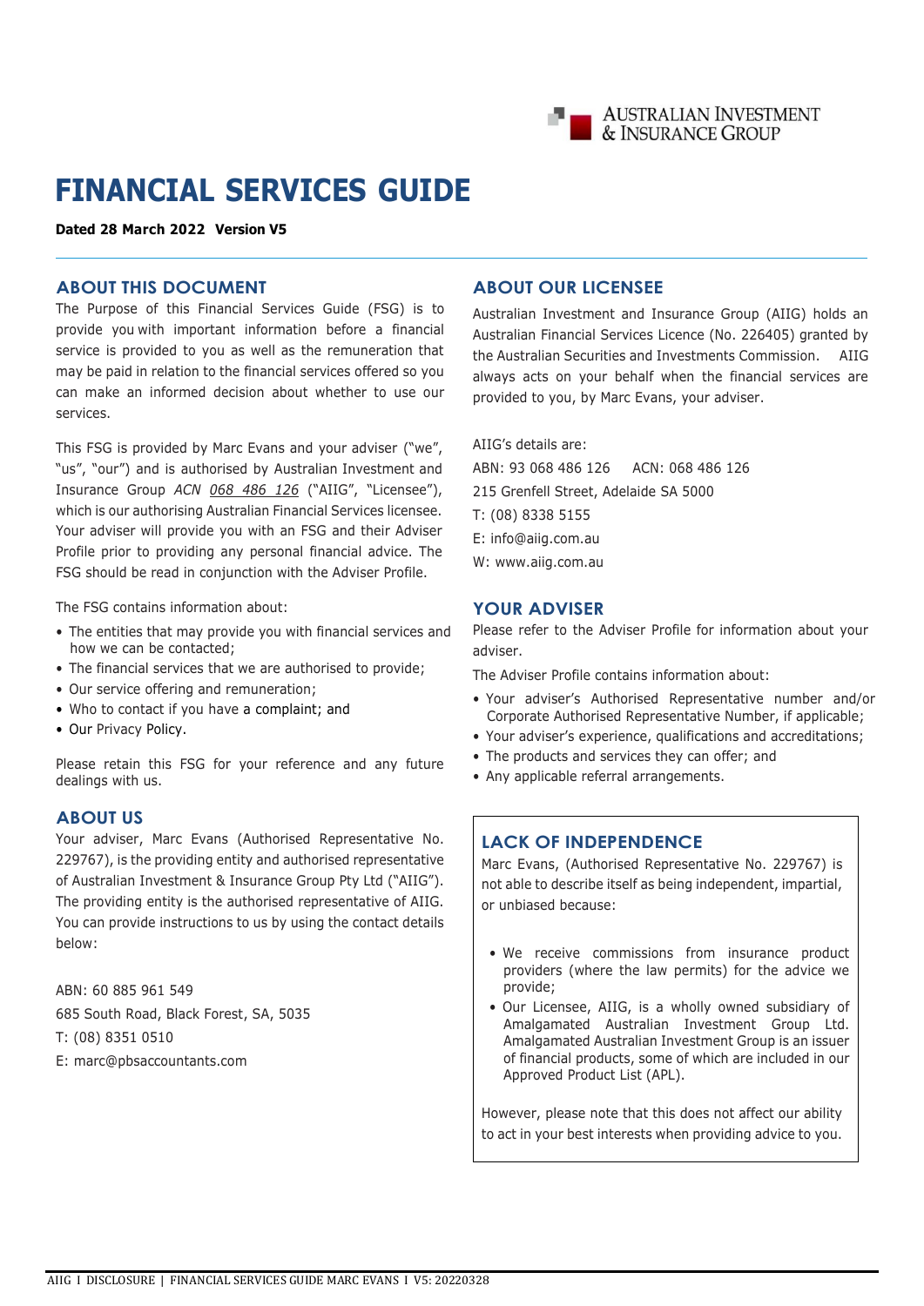# FINANCIAL SERVICES GUIDE

**Dated 28 March 2022 Version V5**

## ABOUT THIS DOCUMENT

The Purpose of this Financial Services Guide (FSG) is to provide you with important information before a financial service is provided to you as well as the remuneration that may be paid in relation to the financial services offered so you can make an informed decision about whether to use our services.

This FSG is provided by Marc Evans and your adviser ("we", "us", "our") and is authorised by Australian Investment and Insurance Group *ACN 068 486 126* ("AIIG", "Licensee"), which is our authorising Australian Financial Services licensee. Your adviser will provide you with an FSG and their Adviser Profile prior to providing any personal financial advice. The FSG should be read in conjunction with the Adviser Profile.

The FSG contains information about:

- The entities that may provide you with financial services and how we can be contacted;
- The financial services that we are authorised to provide;
- Our service offering and remuneration;
- Who to contact if you have a complaint; and
- Our Privacy Policy.

Please retain this FSG for your reference and any future dealings with us.

## ABOUT US

Your adviser, Marc Evans (Authorised Representative No. 229767), is the providing entity and authorised representative of Australian Investment & Insurance Group Pty Ltd ("AIIG"). The providing entity is the authorised representative of AIIG. You can provide instructions to us by using the contact details below:

ABN: 60 885 961 549
685 South Road, Black Forest, SA, 5035
T: (08) 8351 0510
E: marc@pbsaccountants.com

## ABOUT OUR LICENSEE

Australian Investment and Insurance Group (AIIG) holds an Australian Financial Services Licence (No. 226405) granted by the Australian Securities and Investments Commission. AIIG always acts on your behalf when the financial services are provided to you, by Marc Evans, your adviser.

AIIG's details are:
ABN: 93 068 486 126 ACN: 068 486 126
215 Grenfell Street, Adelaide SA 5000
T: (08) 8338 5155
E: info@aiig.com.au
W: www.aiig.com.au

## YOUR ADVISER

Please refer to the Adviser Profile for information about your adviser.

The Adviser Profile contains information about:

- Your adviser's Authorised Representative number and/or Corporate Authorised Representative Number, if applicable;
- Your adviser's experience, qualifications and accreditations;
- The products and services they can offer; and
- Any applicable referral arrangements.

## LACK OF INDEPENDENCE

Marc Evans, (Authorised Representative No. 229767) is not able to describe itself as being independent, impartial, or unbiased because:

- We receive commissions from insurance product providers (where the law permits) for the advice we provide;
- Our Licensee, AIIG, is a wholly owned subsidiary of Amalgamated Australian Investment Group Ltd. Amalgamated Australian Investment Group is an issuer of financial products, some of which are included in our Approved Product List (APL).

However, please note that this does not affect our ability to act in your best interests when providing advice to you.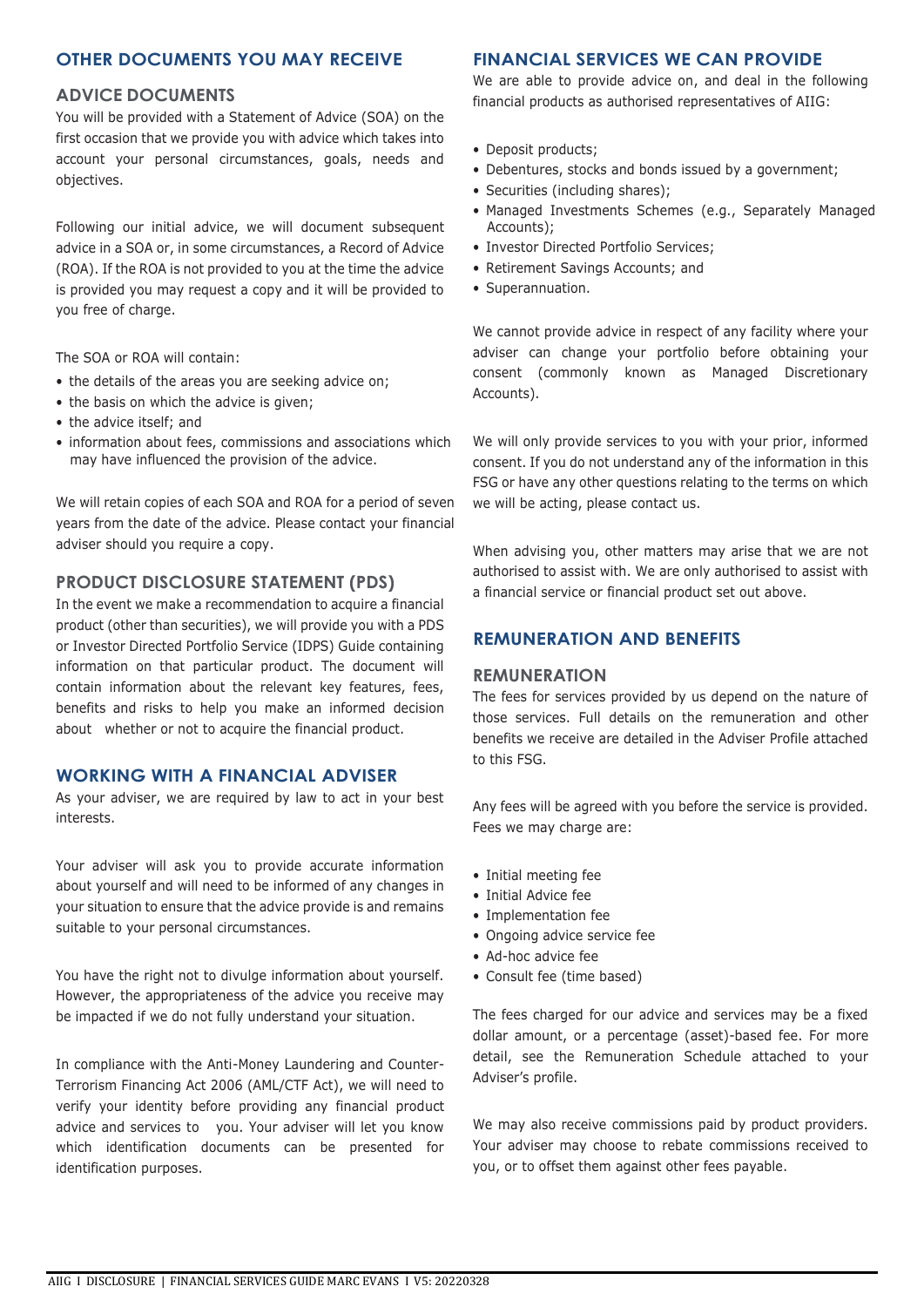## OTHER DOCUMENTS YOU MAY RECEIVE

### ADVICE DOCUMENTS

You will be provided with a Statement of Advice (SOA) on the first occasion that we provide you with advice which takes into account your personal circumstances, goals, needs and objectives.

Following our initial advice, we will document subsequent advice in a SOA or, in some circumstances, a Record of Advice (ROA). If the ROA is not provided to you at the time the advice is provided you may request a copy and it will be provided to you free of charge.

The SOA or ROA will contain:

- the details of the areas you are seeking advice on;
- the basis on which the advice is given;
- the advice itself; and
- information about fees, commissions and associations which may have influenced the provision of the advice.

We will retain copies of each SOA and ROA for a period of seven years from the date of the advice. Please contact your financial adviser should you require a copy.

### PRODUCT DISCLOSURE STATEMENT (PDS)

In the event we make a recommendation to acquire a financial product (other than securities), we will provide you with a PDS or Investor Directed Portfolio Service (IDPS) Guide containing information on that particular product. The document will contain information about the relevant key features, fees, benefits and risks to help you make an informed decision about whether or not to acquire the financial product.

## WORKING WITH A FINANCIAL ADVISER

As your adviser, we are required by law to act in your best interests.

Your adviser will ask you to provide accurate information about yourself and will need to be informed of any changes in your situation to ensure that the advice provide is and remains suitable to your personal circumstances.

You have the right not to divulge information about yourself. However, the appropriateness of the advice you receive may be impacted if we do not fully understand your situation.

In compliance with the Anti-Money Laundering and Counter-Terrorism Financing Act 2006 (AML/CTF Act), we will need to verify your identity before providing any financial product advice and services to you. Your adviser will let you know which identification documents can be presented for identification purposes.

## FINANCIAL SERVICES WE CAN PROVIDE

We are able to provide advice on, and deal in the following financial products as authorised representatives of AIIG:

- Deposit products;
- Debentures, stocks and bonds issued by a government;
- Securities (including shares);
- Managed Investments Schemes (e.g., Separately Managed Accounts);
- Investor Directed Portfolio Services;
- Retirement Savings Accounts; and
- Superannuation.

We cannot provide advice in respect of any facility where your adviser can change your portfolio before obtaining your consent (commonly known as Managed Discretionary Accounts).

We will only provide services to you with your prior, informed consent. If you do not understand any of the information in this FSG or have any other questions relating to the terms on which we will be acting, please contact us.

When advising you, other matters may arise that we are not authorised to assist with. We are only authorised to assist with a financial service or financial product set out above.

## REMUNERATION AND BENEFITS

### REMUNERATION

The fees for services provided by us depend on the nature of those services. Full details on the remuneration and other benefits we receive are detailed in the Adviser Profile attached to this FSG.

Any fees will be agreed with you before the service is provided. Fees we may charge are:

- Initial meeting fee
- Initial Advice fee
- Implementation fee
- Ongoing advice service fee
- Ad-hoc advice fee
- Consult fee (time based)

The fees charged for our advice and services may be a fixed dollar amount, or a percentage (asset)-based fee. For more detail, see the Remuneration Schedule attached to your Adviser's profile.

We may also receive commissions paid by product providers. Your adviser may choose to rebate commissions received to you, or to offset them against other fees payable.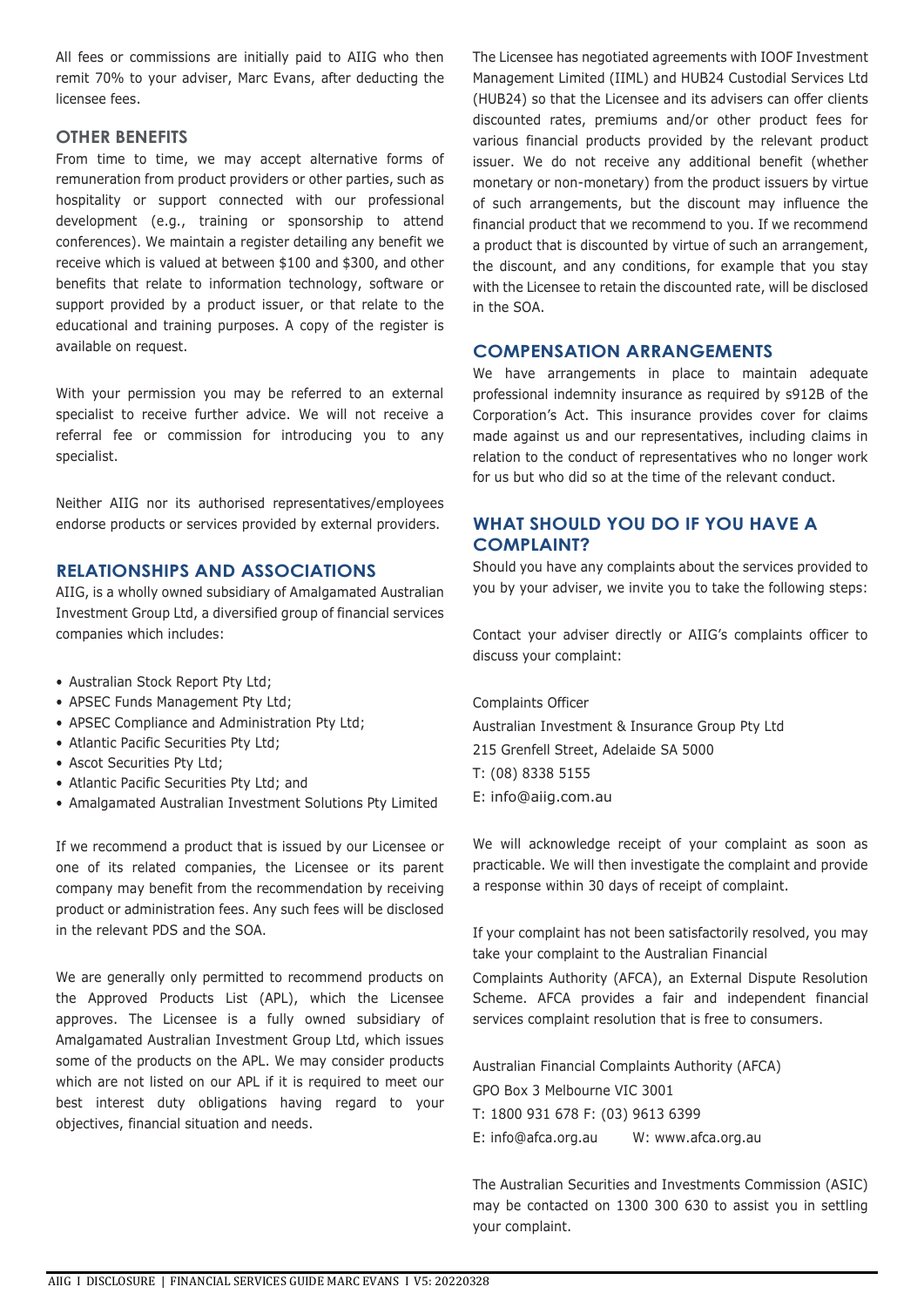All fees or commissions are initially paid to AIIG who then remit 70% to your adviser, Marc Evans, after deducting the licensee fees.

### OTHER BENEFITS

From time to time, we may accept alternative forms of remuneration from product providers or other parties, such as hospitality or support connected with our professional development (e.g., training or sponsorship to attend conferences). We maintain a register detailing any benefit we receive which is valued at between $100 and $300, and other benefits that relate to information technology, software or support provided by a product issuer, or that relate to the educational and training purposes. A copy of the register is available on request.

With your permission you may be referred to an external specialist to receive further advice. We will not receive a referral fee or commission for introducing you to any specialist.

Neither AIIG nor its authorised representatives/employees endorse products or services provided by external providers.

## RELATIONSHIPS AND ASSOCIATIONS

AIIG, is a wholly owned subsidiary of Amalgamated Australian Investment Group Ltd, a diversified group of financial services companies which includes:

- Australian Stock Report Pty Ltd;
- APSEC Funds Management Pty Ltd;
- APSEC Compliance and Administration Pty Ltd;
- Atlantic Pacific Securities Pty Ltd;
- Ascot Securities Pty Ltd;
- Atlantic Pacific Securities Pty Ltd; and
- Amalgamated Australian Investment Solutions Pty Limited

If we recommend a product that is issued by our Licensee or one of its related companies, the Licensee or its parent company may benefit from the recommendation by receiving product or administration fees. Any such fees will be disclosed in the relevant PDS and the SOA.

We are generally only permitted to recommend products on the Approved Products List (APL), which the Licensee approves. The Licensee is a fully owned subsidiary of Amalgamated Australian Investment Group Ltd, which issues some of the products on the APL. We may consider products which are not listed on our APL if it is required to meet our best interest duty obligations having regard to your objectives, financial situation and needs.

The Licensee has negotiated agreements with IOOF Investment Management Limited (IIML) and HUB24 Custodial Services Ltd (HUB24) so that the Licensee and its advisers can offer clients discounted rates, premiums and/or other product fees for various financial products provided by the relevant product issuer. We do not receive any additional benefit (whether monetary or non-monetary) from the product issuers by virtue of such arrangements, but the discount may influence the financial product that we recommend to you. If we recommend a product that is discounted by virtue of such an arrangement, the discount, and any conditions, for example that you stay with the Licensee to retain the discounted rate, will be disclosed in the SOA.

## COMPENSATION ARRANGEMENTS

We have arrangements in place to maintain adequate professional indemnity insurance as required by s912B of the Corporation's Act. This insurance provides cover for claims made against us and our representatives, including claims in relation to the conduct of representatives who no longer work for us but who did so at the time of the relevant conduct.

## WHAT SHOULD YOU DO IF YOU HAVE A COMPLAINT?

Should you have any complaints about the services provided to you by your adviser, we invite you to take the following steps:

Contact your adviser directly or AIIG's complaints officer to discuss your complaint:

Complaints Officer
Australian Investment & Insurance Group Pty Ltd
215 Grenfell Street, Adelaide SA 5000
T: (08) 8338 5155
E: info@aiig.com.au

We will acknowledge receipt of your complaint as soon as practicable. We will then investigate the complaint and provide a response within 30 days of receipt of complaint.

If your complaint has not been satisfactorily resolved, you may take your complaint to the Australian Financial Complaints Authority (AFCA), an External Dispute Resolution Scheme. AFCA provides a fair and independent financial services complaint resolution that is free to consumers.

Australian Financial Complaints Authority (AFCA)
GPO Box 3 Melbourne VIC 3001
T: 1800 931 678 F: (03) 9613 6399
E: info@afca.org.au W: www.afca.org.au

The Australian Securities and Investments Commission (ASIC) may be contacted on 1300 300 630 to assist you in settling your complaint.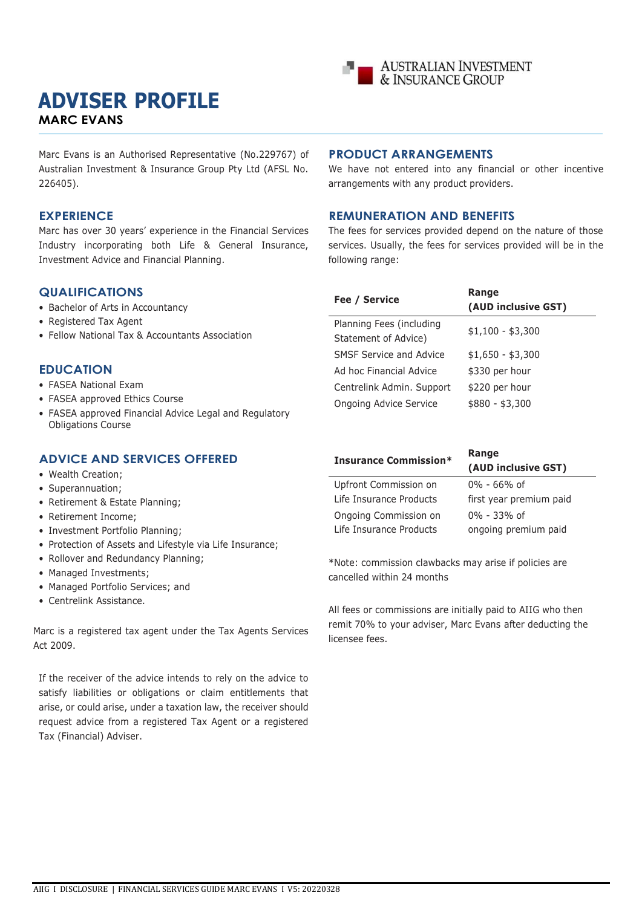# ADVISER PROFILE

## MARC EVANS

Marc Evans is an Authorised Representative (No.229767) of Australian Investment & Insurance Group Pty Ltd (AFSL No. 226405).

### EXPERIENCE

Marc has over 30 years' experience in the Financial Services Industry incorporating both Life & General Insurance, Investment Advice and Financial Planning.

### QUALIFICATIONS

- Bachelor of Arts in Accountancy
- Registered Tax Agent
- Fellow National Tax & Accountants Association

### EDUCATION

- FASEA National Exam
- FASEA approved Ethics Course
- FASEA approved Financial Advice Legal and Regulatory Obligations Course

### ADVICE AND SERVICES OFFERED

- Wealth Creation;
- Superannuation;
- Retirement & Estate Planning;
- Retirement Income;
- Investment Portfolio Planning;
- Protection of Assets and Lifestyle via Life Insurance;
- Rollover and Redundancy Planning;
- Managed Investments;
- Managed Portfolio Services; and
- Centrelink Assistance.

Marc is a registered tax agent under the Tax Agents Services Act 2009.

If the receiver of the advice intends to rely on the advice to satisfy liabilities or obligations or claim entitlements that arise, or could arise, under a taxation law, the receiver should request advice from a registered Tax Agent or a registered Tax (Financial) Adviser.

### PRODUCT ARRANGEMENTS

We have not entered into any financial or other incentive arrangements with any product providers.

### REMUNERATION AND BENEFITS

The fees for services provided depend on the nature of those services. Usually, the fees for services provided will be in the following range:

| Fee / Service | Range (AUD inclusive GST) |
|---|---|
| Planning Fees (including Statement of Advice) | $1,100 - $3,300 |
| SMSF Service and Advice | $1,650 - $3,300 |
| Ad hoc Financial Advice | $330 per hour |
| Centrelink Admin. Support | $220 per hour |
| Ongoing Advice Service | $880 - $3,300 |

| Insurance Commission* | Range (AUD inclusive GST) |
|---|---|
| Upfront Commission on Life Insurance Products | 0% - 66% of first year premium paid |
| Ongoing Commission on Life Insurance Products | 0% - 33% of ongoing premium paid |

*Note: commission clawbacks may arise if policies are cancelled within 24 months

All fees or commissions are initially paid to AIIG who then remit 70% to your adviser, Marc Evans after deducting the licensee fees.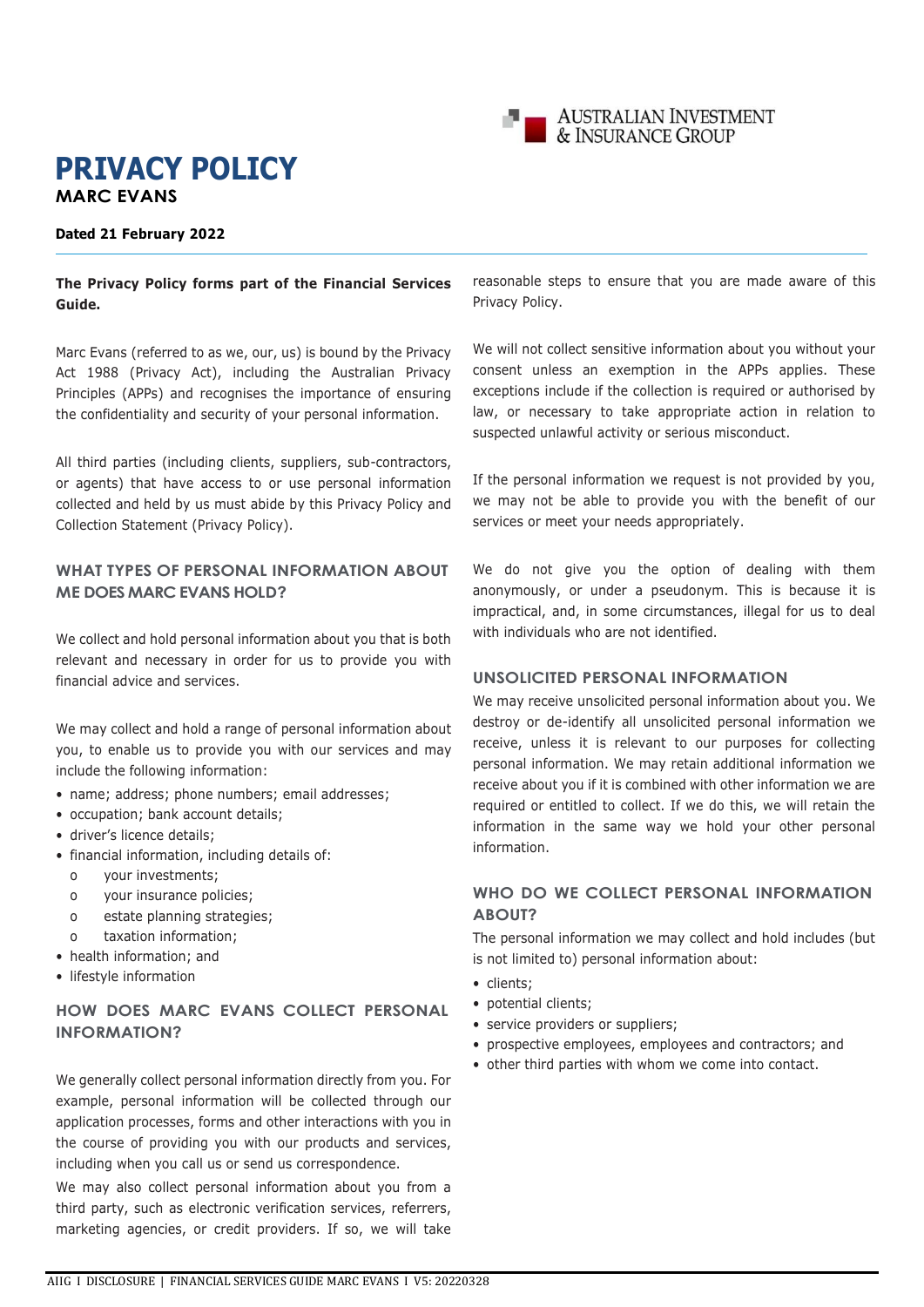# PRIVACY POLICY

**MARC EVANS**

**Dated 21 February 2022**

**The Privacy Policy forms part of the Financial Services Guide.**

Marc Evans (referred to as we, our, us) is bound by the Privacy Act 1988 (Privacy Act), including the Australian Privacy Principles (APPs) and recognises the importance of ensuring the confidentiality and security of your personal information.

All third parties (including clients, suppliers, sub-contractors, or agents) that have access to or use personal information collected and held by us must abide by this Privacy Policy and Collection Statement (Privacy Policy).

## WHAT TYPES OF PERSONAL INFORMATION ABOUT ME DOES MARC EVANS HOLD?

We collect and hold personal information about you that is both relevant and necessary in order for us to provide you with financial advice and services.

We may collect and hold a range of personal information about you, to enable us to provide you with our services and may include the following information:

- name; address; phone numbers; email addresses;
- occupation; bank account details;
- driver's licence details;
- financial information, including details of:
  - your investments;
  - your insurance policies;
  - estate planning strategies;
  - taxation information;
- health information; and
- lifestyle information

## HOW DOES MARC EVANS COLLECT PERSONAL INFORMATION?

We generally collect personal information directly from you. For example, personal information will be collected through our application processes, forms and other interactions with you in the course of providing you with our products and services, including when you call us or send us correspondence.

We may also collect personal information about you from a third party, such as electronic verification services, referrers, marketing agencies, or credit providers. If so, we will take reasonable steps to ensure that you are made aware of this Privacy Policy.

We will not collect sensitive information about you without your consent unless an exemption in the APPs applies. These exceptions include if the collection is required or authorised by law, or necessary to take appropriate action in relation to suspected unlawful activity or serious misconduct.

If the personal information we request is not provided by you, we may not be able to provide you with the benefit of our services or meet your needs appropriately.

We do not give you the option of dealing with them anonymously, or under a pseudonym. This is because it is impractical, and, in some circumstances, illegal for us to deal with individuals who are not identified.

## UNSOLICITED PERSONAL INFORMATION

We may receive unsolicited personal information about you. We destroy or de-identify all unsolicited personal information we receive, unless it is relevant to our purposes for collecting personal information. We may retain additional information we receive about you if it is combined with other information we are required or entitled to collect. If we do this, we will retain the information in the same way we hold your other personal information.

## WHO DO WE COLLECT PERSONAL INFORMATION ABOUT?

The personal information we may collect and hold includes (but is not limited to) personal information about:

- clients;
- potential clients;
- service providers or suppliers;
- prospective employees, employees and contractors; and
- other third parties with whom we come into contact.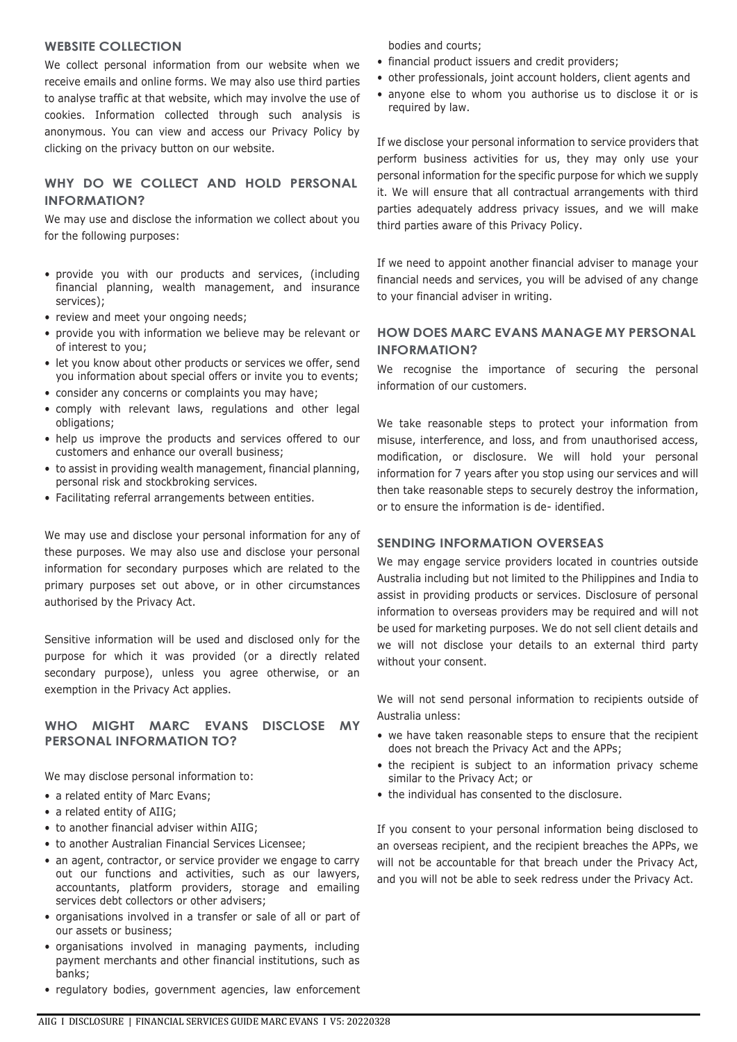### WEBSITE COLLECTION

We collect personal information from our website when we receive emails and online forms. We may also use third parties to analyse traffic at that website, which may involve the use of cookies. Information collected through such analysis is anonymous. You can view and access our Privacy Policy by clicking on the privacy button on our website.

### WHY DO WE COLLECT AND HOLD PERSONAL INFORMATION?

We may use and disclose the information we collect about you for the following purposes:

- provide you with our products and services, (including financial planning, wealth management, and insurance services);
- review and meet your ongoing needs;
- provide you with information we believe may be relevant or of interest to you;
- let you know about other products or services we offer, send you information about special offers or invite you to events;
- consider any concerns or complaints you may have;
- comply with relevant laws, regulations and other legal obligations;
- help us improve the products and services offered to our customers and enhance our overall business;
- to assist in providing wealth management, financial planning, personal risk and stockbroking services.
- Facilitating referral arrangements between entities.

We may use and disclose your personal information for any of these purposes. We may also use and disclose your personal information for secondary purposes which are related to the primary purposes set out above, or in other circumstances authorised by the Privacy Act.

Sensitive information will be used and disclosed only for the purpose for which it was provided (or a directly related secondary purpose), unless you agree otherwise, or an exemption in the Privacy Act applies.

### WHO MIGHT MARC EVANS DISCLOSE MY PERSONAL INFORMATION TO?

We may disclose personal information to:

- a related entity of Marc Evans;
- a related entity of AIIG;
- to another financial adviser within AIIG;
- to another Australian Financial Services Licensee;
- an agent, contractor, or service provider we engage to carry out our functions and activities, such as our lawyers, accountants, platform providers, storage and emailing services debt collectors or other advisers;
- organisations involved in a transfer or sale of all or part of our assets or business;
- organisations involved in managing payments, including payment merchants and other financial institutions, such as banks;
- regulatory bodies, government agencies, law enforcement bodies and courts;
- financial product issuers and credit providers;
- other professionals, joint account holders, client agents and
- anyone else to whom you authorise us to disclose it or is required by law.

If we disclose your personal information to service providers that perform business activities for us, they may only use your personal information for the specific purpose for which we supply it. We will ensure that all contractual arrangements with third parties adequately address privacy issues, and we will make third parties aware of this Privacy Policy.

If we need to appoint another financial adviser to manage your financial needs and services, you will be advised of any change to your financial adviser in writing.

### HOW DOES MARC EVANS MANAGE MY PERSONAL INFORMATION?

We recognise the importance of securing the personal information of our customers.

We take reasonable steps to protect your information from misuse, interference, and loss, and from unauthorised access, modification, or disclosure. We will hold your personal information for 7 years after you stop using our services and will then take reasonable steps to securely destroy the information, or to ensure the information is de- identified.

### SENDING INFORMATION OVERSEAS

We may engage service providers located in countries outside Australia including but not limited to the Philippines and India to assist in providing products or services. Disclosure of personal information to overseas providers may be required and will not be used for marketing purposes. We do not sell client details and we will not disclose your details to an external third party without your consent.

We will not send personal information to recipients outside of Australia unless:

- we have taken reasonable steps to ensure that the recipient does not breach the Privacy Act and the APPs;
- the recipient is subject to an information privacy scheme similar to the Privacy Act; or
- the individual has consented to the disclosure.

If you consent to your personal information being disclosed to an overseas recipient, and the recipient breaches the APPs, we will not be accountable for that breach under the Privacy Act, and you will not be able to seek redress under the Privacy Act.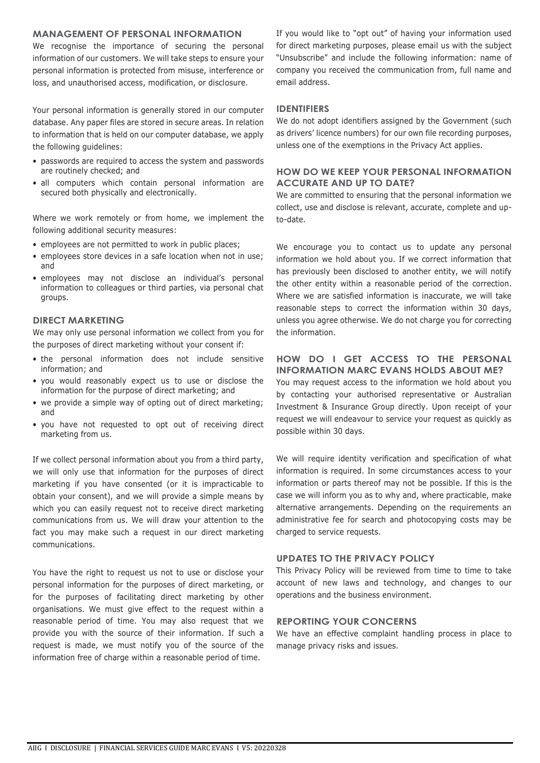## MANAGEMENT OF PERSONAL INFORMATION

We recognise the importance of securing the personal information of our customers. We will take steps to ensure your personal information is protected from misuse, interference or loss, and unauthorised access, modification, or disclosure.

Your personal information is generally stored in our computer database. Any paper files are stored in secure areas. In relation to information that is held on our computer database, we apply the following guidelines:

- passwords are required to access the system and passwords are routinely checked; and
- all computers which contain personal information are secured both physically and electronically.

Where we work remotely or from home, we implement the following additional security measures:

- employees are not permitted to work in public places;
- employees store devices in a safe location when not in use; and
- employees may not disclose an individual's personal information to colleagues or third parties, via personal chat groups.

## DIRECT MARKETING

We may only use personal information we collect from you for the purposes of direct marketing without your consent if:

- the personal information does not include sensitive information; and
- you would reasonably expect us to use or disclose the information for the purpose of direct marketing; and
- we provide a simple way of opting out of direct marketing; and
- you have not requested to opt out of receiving direct marketing from us.

If we collect personal information about you from a third party, we will only use that information for the purposes of direct marketing if you have consented (or it is impracticable to obtain your consent), and we will provide a simple means by which you can easily request not to receive direct marketing communications from us. We will draw your attention to the fact you may make such a request in our direct marketing communications.

You have the right to request us not to use or disclose your personal information for the purposes of direct marketing, or for the purposes of facilitating direct marketing by other organisations. We must give effect to the request within a reasonable period of time. You may also request that we provide you with the source of their information. If such a request is made, we must notify you of the source of the information free of charge within a reasonable period of time.

If you would like to "opt out" of having your information used for direct marketing purposes, please email us with the subject "Unsubscribe" and include the following information: name of company you received the communication from, full name and email address.

## IDENTIFIERS

We do not adopt identifiers assigned by the Government (such as drivers' licence numbers) for our own file recording purposes, unless one of the exemptions in the Privacy Act applies.

## HOW DO WE KEEP YOUR PERSONAL INFORMATION ACCURATE AND UP TO DATE?

We are committed to ensuring that the personal information we collect, use and disclose is relevant, accurate, complete and up-to-date.

We encourage you to contact us to update any personal information we hold about you. If we correct information that has previously been disclosed to another entity, we will notify the other entity within a reasonable period of the correction. Where we are satisfied information is inaccurate, we will take reasonable steps to correct the information within 30 days, unless you agree otherwise. We do not charge you for correcting the information.

## HOW DO I GET ACCESS TO THE PERSONAL INFORMATION MARC EVANS HOLDS ABOUT ME?

You may request access to the information we hold about you by contacting your authorised representative or Australian Investment & Insurance Group directly. Upon receipt of your request we will endeavour to service your request as quickly as possible within 30 days.

We will require identity verification and specification of what information is required. In some circumstances access to your information or parts thereof may not be possible. If this is the case we will inform you as to why and, where practicable, make alternative arrangements. Depending on the requirements an administrative fee for search and photocopying costs may be charged to service requests.

## UPDATES TO THE PRIVACY POLICY

This Privacy Policy will be reviewed from time to time to take account of new laws and technology, and changes to our operations and the business environment.

## REPORTING YOUR CONCERNS

We have an effective complaint handling process in place to manage privacy risks and issues.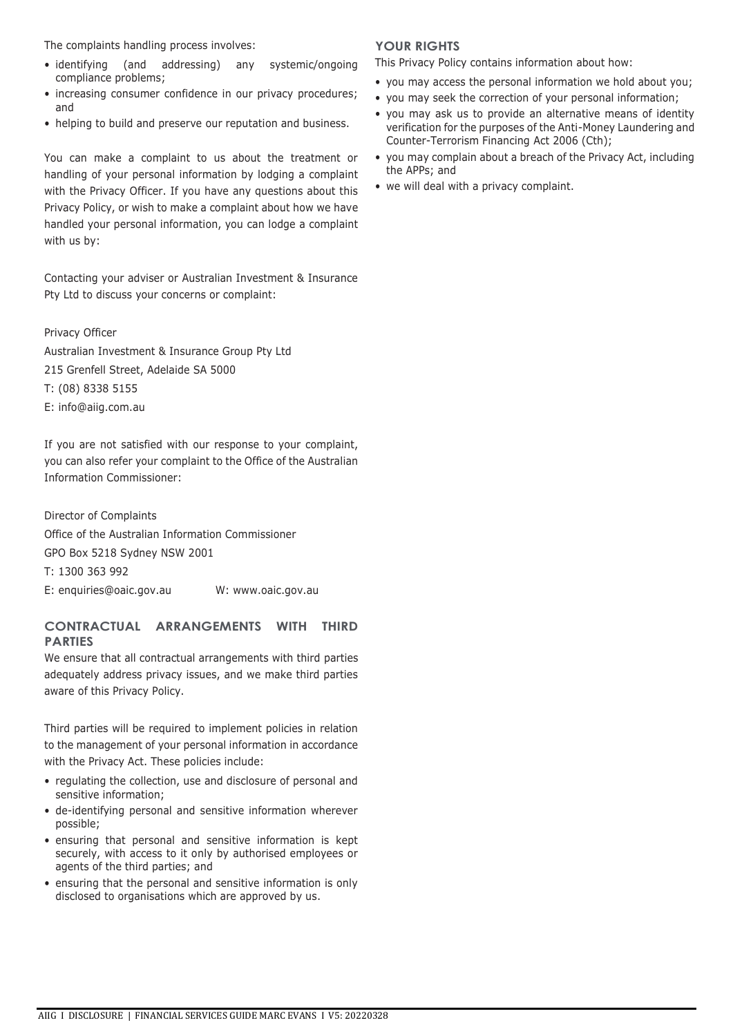The complaints handling process involves:

- identifying (and addressing) any systemic/ongoing compliance problems;
- increasing consumer confidence in our privacy procedures; and
- helping to build and preserve our reputation and business.

You can make a complaint to us about the treatment or handling of your personal information by lodging a complaint with the Privacy Officer. If you have any questions about this Privacy Policy, or wish to make a complaint about how we have handled your personal information, you can lodge a complaint with us by:

Contacting your adviser or Australian Investment & Insurance Pty Ltd to discuss your concerns or complaint:

Privacy Officer
Australian Investment & Insurance Group Pty Ltd
215 Grenfell Street, Adelaide SA 5000
T: (08) 8338 5155
E: info@aiig.com.au

If you are not satisfied with our response to your complaint, you can also refer your complaint to the Office of the Australian Information Commissioner:

Director of Complaints
Office of the Australian Information Commissioner
GPO Box 5218 Sydney NSW 2001
T: 1300 363 992
E: enquiries@oaic.gov.au W: www.oaic.gov.au

## CONTRACTUAL ARRANGEMENTS WITH THIRD PARTIES

We ensure that all contractual arrangements with third parties adequately address privacy issues, and we make third parties aware of this Privacy Policy.

Third parties will be required to implement policies in relation to the management of your personal information in accordance with the Privacy Act. These policies include:

- regulating the collection, use and disclosure of personal and sensitive information;
- de-identifying personal and sensitive information wherever possible;
- ensuring that personal and sensitive information is kept securely, with access to it only by authorised employees or agents of the third parties; and
- ensuring that the personal and sensitive information is only disclosed to organisations which are approved by us.

## YOUR RIGHTS

This Privacy Policy contains information about how:

- you may access the personal information we hold about you;
- you may seek the correction of your personal information;
- you may ask us to provide an alternative means of identity verification for the purposes of the Anti-Money Laundering and Counter-Terrorism Financing Act 2006 (Cth);
- you may complain about a breach of the Privacy Act, including the APPs; and
- we will deal with a privacy complaint.